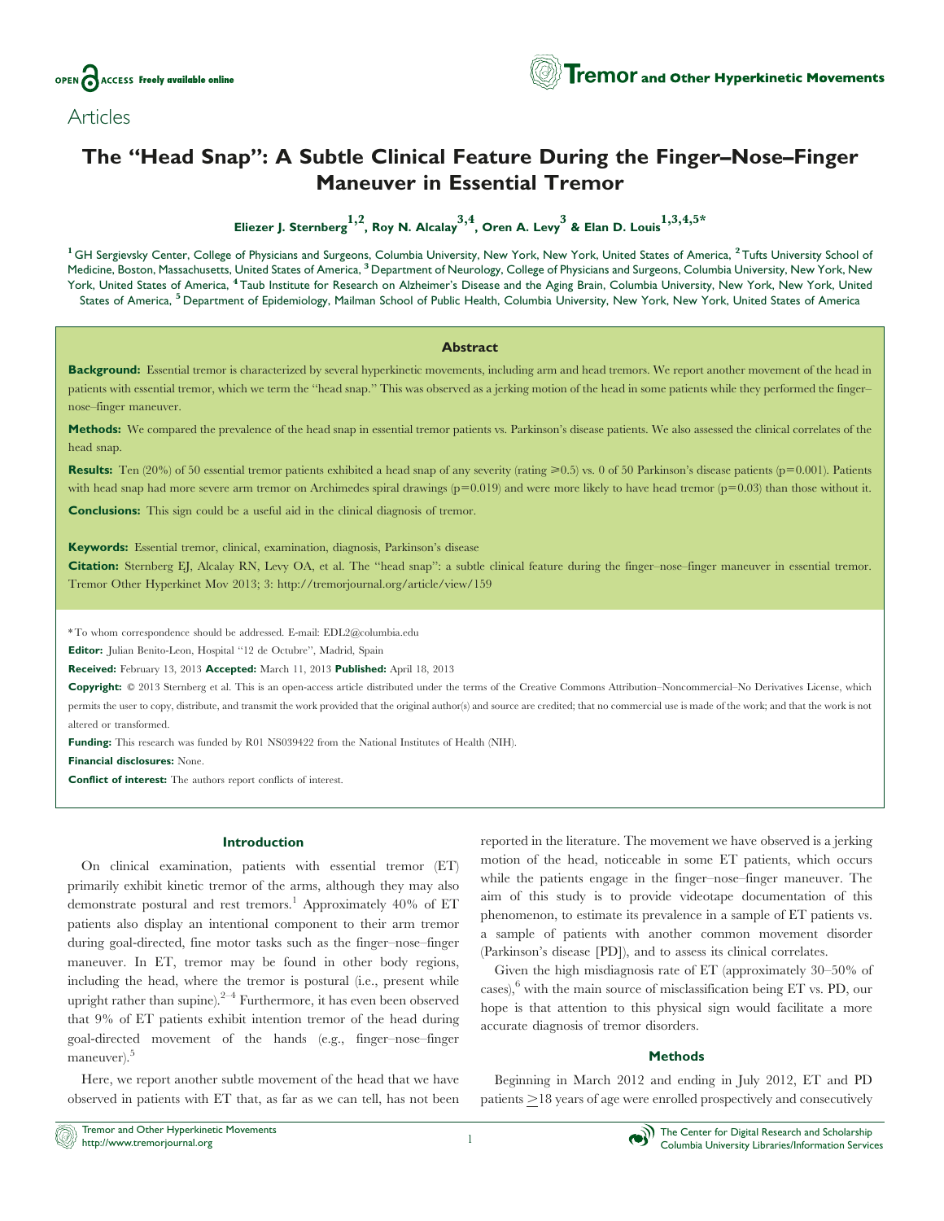Articles

# The "Head Snap": A Subtle Clinical Feature During the Finger–Nose–Finger Maneuver in Essential Tremor

**Eliezer J. Sternberg[1,2], Roy N. Alcalay[3,4], Oren A. Levy[3] & Elan D. Louis[1,3,4,5*]**

[1] GH Sergievsky Center, College of Physicians and Surgeons, Columbia University, New York, New York, United States of America, [2] Tufts University School of Medicine, Boston, Massachusetts, United States of America, [3] Department of Neurology, College of Physicians and Surgeons, Columbia University, New York, New York, United States of America, [4] Taub Institute for Research on Alzheimer's Disease and the Aging Brain, Columbia University, New York, New York, United States of America, [5] Department of Epidemiology, Mailman School of Public Health, Columbia University, New York, New York, United States of America

## Abstract

**Background:** Essential tremor is characterized by several hyperkinetic movements, including arm and head tremors. We report another movement of the head in patients with essential tremor, which we term the "head snap." This was observed as a jerking motion of the head in some patients while they performed the finger–nose–finger maneuver.

**Methods:** We compared the prevalence of the head snap in essential tremor patients vs. Parkinson's disease patients. We also assessed the clinical correlates of the head snap.

**Results:** Ten (20%) of 50 essential tremor patients exhibited a head snap of any severity (rating $\geq$0.5) vs. 0 of 50 Parkinson's disease patients ($p=0.001$). Patients with head snap had more severe arm tremor on Archimedes spiral drawings ($p=0.019$) and were more likely to have head tremor ($p=0.03$) than those without it.

**Conclusions:** This sign could be a useful aid in the clinical diagnosis of tremor.

**Keywords:** Essential tremor, clinical, examination, diagnosis, Parkinson's disease

**Citation:** Sternberg EJ, Alcalay RN, Levy OA, et al. The "head snap": a subtle clinical feature during the finger–nose–finger maneuver in essential tremor. Tremor Other Hyperkinet Mov 2013; 3: http://tremorjournal.org/article/view/159

*To whom correspondence should be addressed. E-mail: EDL2@columbia.edu

**Editor:** Julian Benito-Leon, Hospital "12 de Octubre", Madrid, Spain

**Received:** February 13, 2013 **Accepted:** March 11, 2013 **Published:** April 18, 2013

**Copyright:** © 2013 Sternberg et al. This is an open-access article distributed under the terms of the Creative Commons Attribution–Noncommercial–No Derivatives License, which permits the user to copy, distribute, and transmit the work provided that the original author(s) and source are credited; that no commercial use is made of the work; and that the work is not altered or transformed.

**Funding:** This research was funded by R01 NS039422 from the National Institutes of Health (NIH).

**Financial disclosures:** None.

**Conflict of interest:** The authors report conflicts of interest.

## Introduction

On clinical examination, patients with essential tremor (ET) primarily exhibit kinetic tremor of the arms, although they may also demonstrate postural and rest tremors.[1] Approximately 40% of ET patients also display an intentional component to their arm tremor during goal-directed, fine motor tasks such as the finger–nose–finger maneuver. In ET, tremor may be found in other body regions, including the head, where the tremor is postural (i.e., present while upright rather than supine).[2–4] Furthermore, it has even been observed that 9% of ET patients exhibit intention tremor of the head during goal-directed movement of the hands (e.g., finger–nose–finger maneuver).[5]

Here, we report another subtle movement of the head that we have observed in patients with ET that, as far as we can tell, has not been reported in the literature. The movement we have observed is a jerking motion of the head, noticeable in some ET patients, which occurs while the patients engage in the finger–nose–finger maneuver. The aim of this study is to provide videotape documentation of this phenomenon, to estimate its prevalence in a sample of ET patients vs. a sample of patients with another common movement disorder (Parkinson's disease [PD]), and to assess its clinical correlates.

Given the high misdiagnosis rate of ET (approximately 30–50% of cases),[6] with the main source of misclassification being ET vs. PD, our hope is that attention to this physical sign would facilitate a more accurate diagnosis of tremor disorders.

## Methods

Beginning in March 2012 and ending in July 2012, ET and PD patients $\geq$18 years of age were enrolled prospectively and consecutively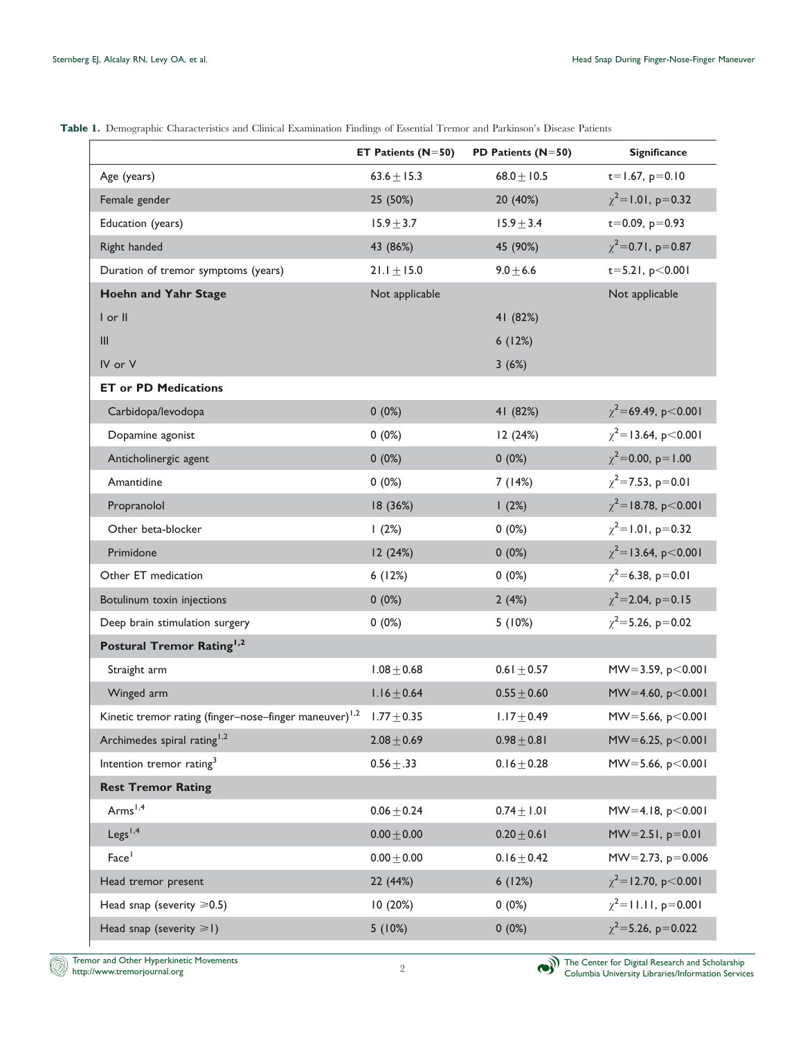**Table 1.** Demographic Characteristics and Clinical Examination Findings of Essential Tremor and Parkinson's Disease Patients

| | ET Patients (N=50) | PD Patients (N=50) | Significance |
|---|---|---|---|
| Age (years) | 63.6 ± 15.3 | 68.0 ± 10.5 | t=1.67, p=0.10 |
| Female gender | 25 (50%) | 20 (40%) | $\chi^2$=1.01, p=0.32 |
| Education (years) | 15.9 ± 3.7 | 15.9 ± 3.4 | t=0.09, p=0.93 |
| Right handed | 43 (86%) | 45 (90%) | $\chi^2$=0.71, p=0.87 |
| Duration of tremor symptoms (years) | 21.1 ± 15.0 | 9.0 ± 6.6 | t=5.21, p<0.001 |
| **Hoehn and Yahr Stage** | Not applicable | | Not applicable |
| I or II | | 41 (82%) | |
| III | | 6 (12%) | |
| IV or V | | 3 (6%) | |
| **ET or PD Medications** | | | |
| Carbidopa/levodopa | 0 (0%) | 41 (82%) | $\chi^2$=69.49, p<0.001 |
| Dopamine agonist | 0 (0%) | 12 (24%) | $\chi^2$=13.64, p<0.001 |
| Anticholinergic agent | 0 (0%) | 0 (0%) | $\chi^2$=0.00, p=1.00 |
| Amantidine | 0 (0%) | 7 (14%) | $\chi^2$=7.53, p=0.01 |
| Propranolol | 18 (36%) | 1 (2%) | $\chi^2$=18.78, p<0.001 |
| Other beta-blocker | 1 (2%) | 0 (0%) | $\chi^2$=1.01, p=0.32 |
| Primidone | 12 (24%) | 0 (0%) | $\chi^2$=13.64, p<0.001 |
| Other ET medication | 6 (12%) | 0 (0%) | $\chi^2$=6.38, p=0.01 |
| Botulinum toxin injections | 0 (0%) | 2 (4%) | $\chi^2$=2.04, p=0.15 |
| Deep brain stimulation surgery | 0 (0%) | 5 (10%) | $\chi^2$=5.26, p=0.02 |
| **Postural Tremor Rating[1,2]** | | | |
| Straight arm | 1.08 ± 0.68 | 0.61 ± 0.57 | MW=3.59, p<0.001 |
| Winged arm | 1.16 ± 0.64 | 0.55 ± 0.60 | MW=4.60, p<0.001 |
| Kinetic tremor rating (finger–nose–finger maneuver)[1,2] | 1.77 ± 0.35 | 1.17 ± 0.49 | MW=5.66, p<0.001 |
| Archimedes spiral rating[1,2] | 2.08 ± 0.69 | 0.98 ± 0.81 | MW=6.25, p<0.001 |
| Intention tremor rating[3] | 0.56 ± .33 | 0.16 ± 0.28 | MW=5.66, p<0.001 |
| **Rest Tremor Rating** | | | |
| Arms[1,4] | 0.06 ± 0.24 | 0.74 ± 1.01 | MW=4.18, p<0.001 |
| Legs[1,4] | 0.00 ± 0.00 | 0.20 ± 0.61 | MW=2.51, p=0.01 |
| Face[1] | 0.00 ± 0.00 | 0.16 ± 0.42 | MW=2.73, p=0.006 |
| Head tremor present | 22 (44%) | 6 (12%) | $\chi^2$=12.70, p<0.001 |
| Head snap (severity ⩾0.5) | 10 (20%) | 0 (0%) | $\chi^2$=11.11, p=0.001 |
| Head snap (severity ⩾1) | 5 (10%) | 0 (0%) | $\chi^2$=5.26, p=0.022 |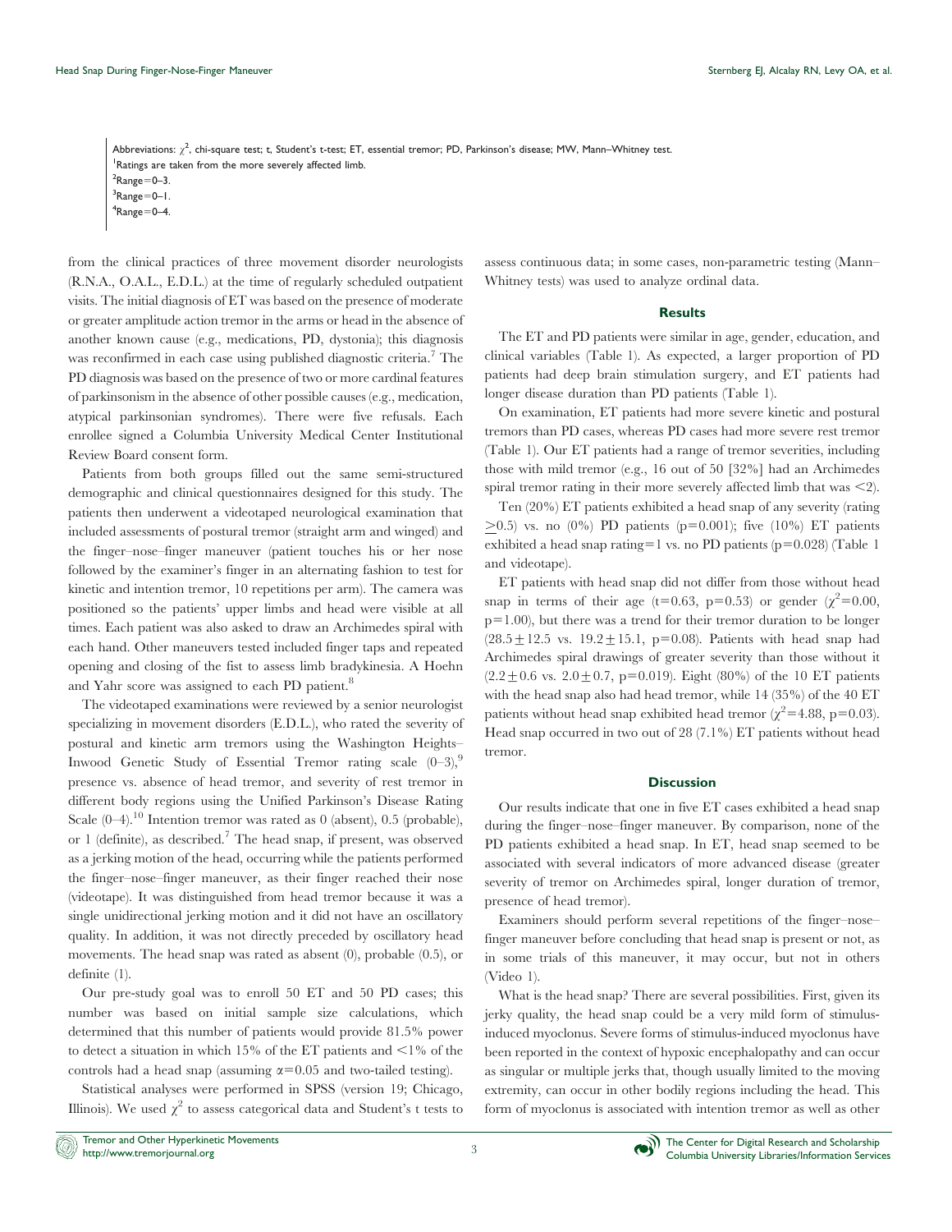Abbreviations: $\chi^2$, chi-square test; t, Student's t-test; ET, essential tremor; PD, Parkinson's disease; MW, Mann–Whitney test.
[1]Ratings are taken from the more severely affected limb.
[2]Range = 0–3.
[3]Range = 0–1.
[4]Range = 0–4.

from the clinical practices of three movement disorder neurologists (R.N.A., O.A.L., E.D.L.) at the time of regularly scheduled outpatient visits. The initial diagnosis of ET was based on the presence of moderate or greater amplitude action tremor in the arms or head in the absence of another known cause (e.g., medications, PD, dystonia); this diagnosis was reconfirmed in each case using published diagnostic criteria.[7] The PD diagnosis was based on the presence of two or more cardinal features of parkinsonism in the absence of other possible causes (e.g., medication, atypical parkinsonian syndromes). There were five refusals. Each enrollee signed a Columbia University Medical Center Institutional Review Board consent form.

Patients from both groups filled out the same semi-structured demographic and clinical questionnaires designed for this study. The patients then underwent a videotaped neurological examination that included assessments of postural tremor (straight arm and winged) and the finger–nose–finger maneuver (patient touches his or her nose followed by the examiner's finger in an alternating fashion to test for kinetic and intention tremor, 10 repetitions per arm). The camera was positioned so the patients' upper limbs and head were visible at all times. Each patient was also asked to draw an Archimedes spiral with each hand. Other maneuvers tested included finger taps and repeated opening and closing of the fist to assess limb bradykinesia. A Hoehn and Yahr score was assigned to each PD patient.[8]

The videotaped examinations were reviewed by a senior neurologist specializing in movement disorders (E.D.L.), who rated the severity of postural and kinetic arm tremors using the Washington Heights–Inwood Genetic Study of Essential Tremor rating scale (0–3),[9] presence vs. absence of head tremor, and severity of rest tremor in different body regions using the Unified Parkinson's Disease Rating Scale (0–4).[10] Intention tremor was rated as 0 (absent), 0.5 (probable), or 1 (definite), as described.[7] The head snap, if present, was observed as a jerking motion of the head, occurring while the patients performed the finger–nose–finger maneuver, as their finger reached their nose (videotape). It was distinguished from head tremor because it was a single unidirectional jerking motion and it did not have an oscillatory quality. In addition, it was not directly preceded by oscillatory head movements. The head snap was rated as absent (0), probable (0.5), or definite (1).

Our pre-study goal was to enroll 50 ET and 50 PD cases; this number was based on initial sample size calculations, which determined that this number of patients would provide 81.5% power to detect a situation in which 15% of the ET patients and <1% of the controls had a head snap (assuming $\alpha = 0.05$ and two-tailed testing).

Statistical analyses were performed in SPSS (version 19; Chicago, Illinois). We used $\chi^2$ to assess categorical data and Student's t tests to assess continuous data; in some cases, non-parametric testing (Mann–Whitney tests) was used to analyze ordinal data.

## Results

The ET and PD patients were similar in age, gender, education, and clinical variables (Table 1). As expected, a larger proportion of PD patients had deep brain stimulation surgery, and ET patients had longer disease duration than PD patients (Table 1).

On examination, ET patients had more severe kinetic and postural tremors than PD cases, whereas PD cases had more severe rest tremor (Table 1). Our ET patients had a range of tremor severities, including those with mild tremor (e.g., 16 out of 50 [32%] had an Archimedes spiral tremor rating in their more severely affected limb that was <2).

Ten (20%) ET patients exhibited a head snap of any severity (rating $\geq 0.5$) vs. no (0%) PD patients ($p = 0.001$); five (10%) ET patients exhibited a head snap rating = 1 vs. no PD patients ($p = 0.028$) (Table 1 and videotape).

ET patients with head snap did not differ from those without head snap in terms of their age ($t = 0.63$, $p = 0.53$) or gender ($\chi^2 = 0.00$, $p = 1.00$), but there was a trend for their tremor duration to be longer ($28.5 \pm 12.5$ vs. $19.2 \pm 15.1$, $p = 0.08$). Patients with head snap had Archimedes spiral drawings of greater severity than those without it ($2.2 \pm 0.6$ vs. $2.0 \pm 0.7$, $p = 0.019$). Eight (80%) of the 10 ET patients with the head snap also had head tremor, while 14 (35%) of the 40 ET patients without head snap exhibited head tremor ($\chi^2 = 4.88$, $p = 0.03$). Head snap occurred in two out of 28 (7.1%) ET patients without head tremor.

## Discussion

Our results indicate that one in five ET cases exhibited a head snap during the finger–nose–finger maneuver. By comparison, none of the PD patients exhibited a head snap. In ET, head snap seemed to be associated with several indicators of more advanced disease (greater severity of tremor on Archimedes spiral, longer duration of tremor, presence of head tremor).

Examiners should perform several repetitions of the finger–nose–finger maneuver before concluding that head snap is present or not, as in some trials of this maneuver, it may occur, but not in others (Video 1).

What is the head snap? There are several possibilities. First, given its jerky quality, the head snap could be a very mild form of stimulus-induced myoclonus. Severe forms of stimulus-induced myoclonus have been reported in the context of hypoxic encephalopathy and can occur as singular or multiple jerks that, though usually limited to the moving extremity, can occur in other bodily regions including the head. This form of myoclonus is associated with intention tremor as well as other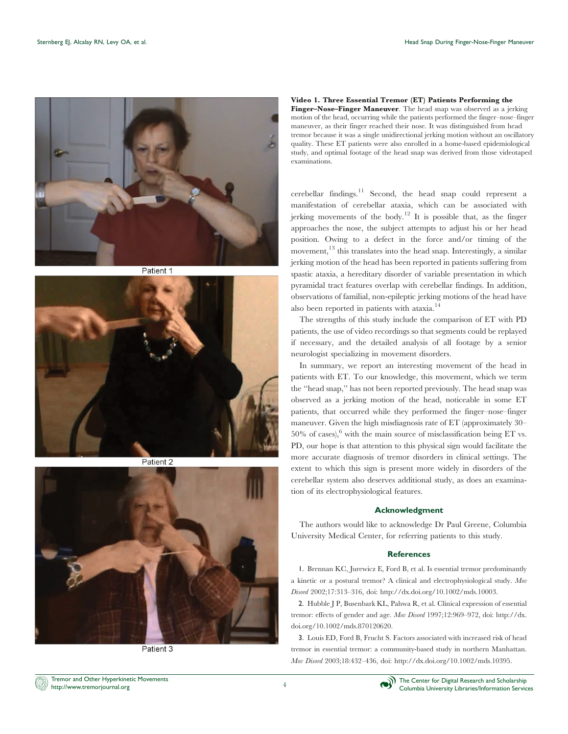Patient 1

Patient 2

Patient 3

**Video 1. Three Essential Tremor (ET) Patients Performing the Finger–Nose–Finger Maneuver**. The head snap was observed as a jerking motion of the head, occurring while the patients performed the finger–nose–finger maneuver, as their finger reached their nose. It was distinguished from head tremor because it was a single unidirectional jerking motion without an oscillatory quality. These ET patients were also enrolled in a home-based epidemiological study, and optimal footage of the head snap was derived from those videotaped examinations.

cerebellar findings.[11] Second, the head snap could represent a manifestation of cerebellar ataxia, which can be associated with jerking movements of the body.[12] It is possible that, as the finger approaches the nose, the subject attempts to adjust his or her head position. Owing to a defect in the force and/or timing of the movement,[13] this translates into the head snap. Interestingly, a similar jerking motion of the head has been reported in patients suffering from spastic ataxia, a hereditary disorder of variable presentation in which pyramidal tract features overlap with cerebellar findings. In addition, observations of familial, non-epileptic jerking motions of the head have also been reported in patients with ataxia.[14]

The strengths of this study include the comparison of ET with PD patients, the use of video recordings so that segments could be replayed if necessary, and the detailed analysis of all footage by a senior neurologist specializing in movement disorders.

In summary, we report an interesting movement of the head in patients with ET. To our knowledge, this movement, which we term the "head snap," has not been reported previously. The head snap was observed as a jerking motion of the head, noticeable in some ET patients, that occurred while they performed the finger–nose–finger maneuver. Given the high misdiagnosis rate of ET (approximately 30–50% of cases),[6] with the main source of misclassification being ET vs. PD, our hope is that attention to this physical sign would facilitate the more accurate diagnosis of tremor disorders in clinical settings. The extent to which this sign is present more widely in disorders of the cerebellar system also deserves additional study, as does an examination of its electrophysiological features.

## Acknowledgment

The authors would like to acknowledge Dr Paul Greene, Columbia University Medical Center, for referring patients to this study.

## References

1. Brennan KC, Jurewicz E, Ford B, et al. Is essential tremor predominantly a kinetic or a postural tremor? A clinical and electrophysiological study. *Mov Disord* 2002;17:313–316, doi: http://dx.doi.org/10.1002/mds.10003.

2. Hubble J P, Busenbark KL, Pahwa R, et al. Clinical expression of essential tremor: effects of gender and age. *Mov Disord* 1997;12:969–972, doi: http://dx.doi.org/10.1002/mds.870120620.

3. Louis ED, Ford B, Frucht S. Factors associated with increased risk of head tremor in essential tremor: a community-based study in northern Manhattan. *Mov Disord* 2003;18:432–436, doi: http://dx.doi.org/10.1002/mds.10395.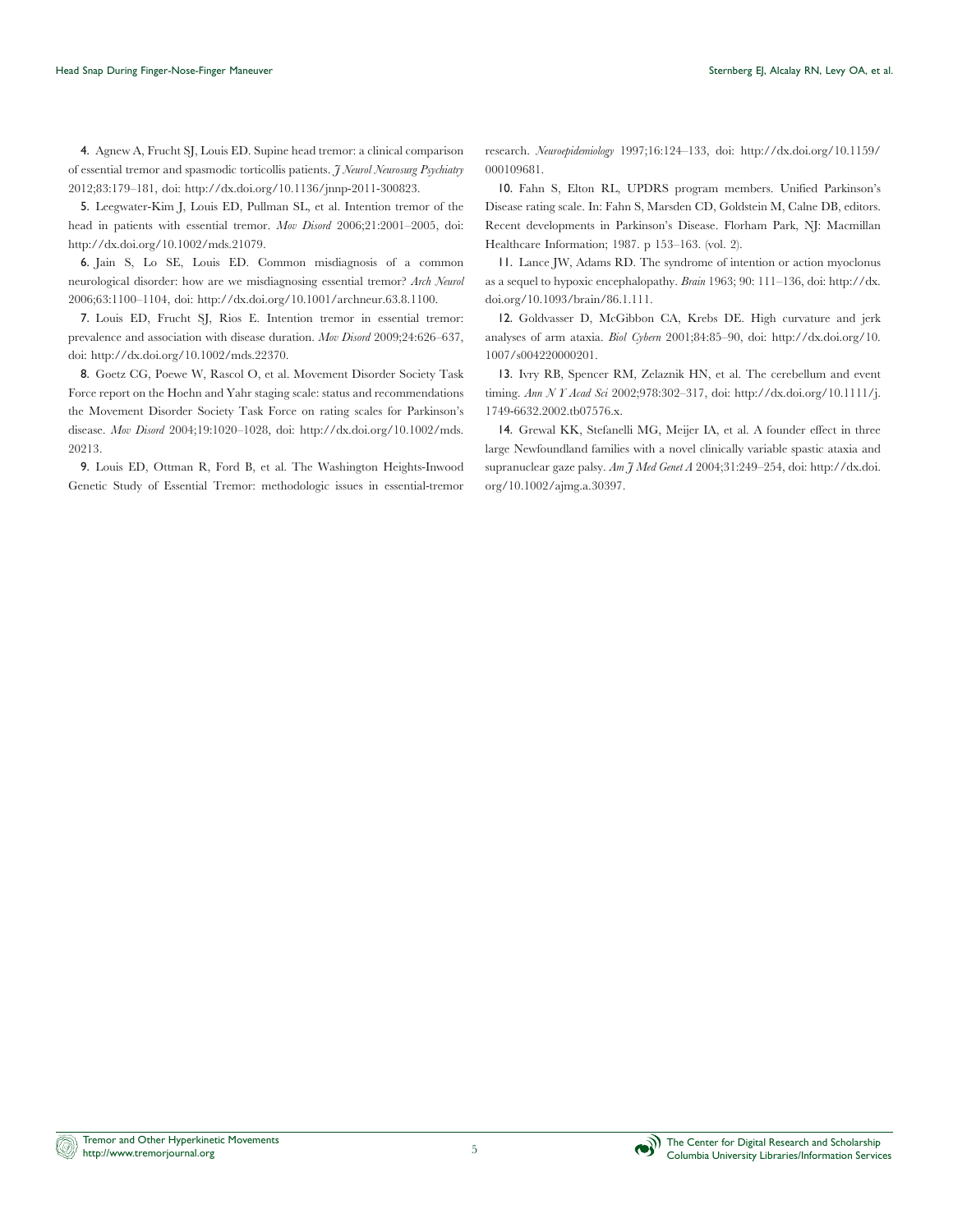4. Agnew A, Frucht SJ, Louis ED. Supine head tremor: a clinical comparison of essential tremor and spasmodic torticollis patients. *J Neurol Neurosurg Psychiatry* 2012;83:179–181, doi: http://dx.doi.org/10.1136/jnnp-2011-300823.

5. Leegwater-Kim J, Louis ED, Pullman SL, et al. Intention tremor of the head in patients with essential tremor. *Mov Disord* 2006;21:2001–2005, doi: http://dx.doi.org/10.1002/mds.21079.

6. Jain S, Lo SE, Louis ED. Common misdiagnosis of a common neurological disorder: how are we misdiagnosing essential tremor? *Arch Neurol* 2006;63:1100–1104, doi: http://dx.doi.org/10.1001/archneur.63.8.1100.

7. Louis ED, Frucht SJ, Rios E. Intention tremor in essential tremor: prevalence and association with disease duration. *Mov Disord* 2009;24:626–637, doi: http://dx.doi.org/10.1002/mds.22370.

8. Goetz CG, Poewe W, Rascol O, et al. Movement Disorder Society Task Force report on the Hoehn and Yahr staging scale: status and recommendations the Movement Disorder Society Task Force on rating scales for Parkinson's disease. *Mov Disord* 2004;19:1020–1028, doi: http://dx.doi.org/10.1002/mds.20213.

9. Louis ED, Ottman R, Ford B, et al. The Washington Heights-Inwood Genetic Study of Essential Tremor: methodologic issues in essential-tremor research. *Neuroepidemiology* 1997;16:124–133, doi: http://dx.doi.org/10.1159/000109681.

10. Fahn S, Elton RL, UPDRS program members. Unified Parkinson's Disease rating scale. In: Fahn S, Marsden CD, Goldstein M, Calne DB, editors. Recent developments in Parkinson's Disease. Florham Park, NJ: Macmillan Healthcare Information; 1987. p 153–163. (vol. 2).

11. Lance JW, Adams RD. The syndrome of intention or action myoclonus as a sequel to hypoxic encephalopathy. *Brain* 1963; 90: 111–136, doi: http://dx.doi.org/10.1093/brain/86.1.111.

12. Goldvasser D, McGibbon CA, Krebs DE. High curvature and jerk analyses of arm ataxia. *Biol Cybern* 2001;84:85–90, doi: http://dx.doi.org/10.1007/s004220000201.

13. Ivry RB, Spencer RM, Zelaznik HN, et al. The cerebellum and event timing. *Ann N Y Acad Sci* 2002;978:302–317, doi: http://dx.doi.org/10.1111/j.1749-6632.2002.tb07576.x.

14. Grewal KK, Stefanelli MG, Meijer IA, et al. A founder effect in three large Newfoundland families with a novel clinically variable spastic ataxia and supranuclear gaze palsy. *Am J Med Genet A* 2004;31:249–254, doi: http://dx.doi.org/10.1002/ajmg.a.30397.